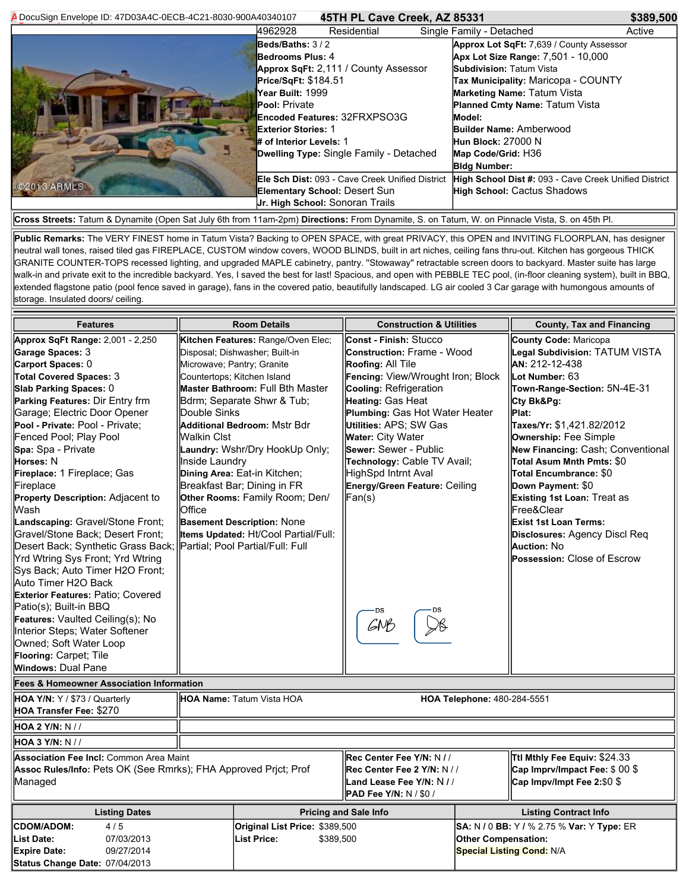DocuSign Envelope ID: 47D03A4C-0ECB-4C21-8030-900A40340107

# 45TH PL Cave Creek, AZ 85331 — $389,500

4962928 | Residential | Single Family - Detached | Active

**Beds/Baths:** 3 / 2
**Bedrooms Plus:** 4
**Approx SqFt:** 2,111 / County Assessor
**Price/SqFt:** $184.51
**Year Built:** 1999
**Pool:** Private
**Encoded Features:** 32FRXPSO3G
**Exterior Stories:** 1
**# of Interior Levels:** 1
**Dwelling Type:** Single Family - Detached
**Ele Sch Dist:** 093 - Cave Creek Unified District
**Elementary School:** Desert Sun
**Jr. High School:** Sonoran Trails

**Approx Lot SqFt:** 7,639 / County Assessor
**Apx Lot Size Range:** 7,501 - 10,000
**Subdivision:** Tatum Vista
**Tax Municipality:** Maricopa - COUNTY
**Marketing Name:** Tatum Vista
**Planned Cmty Name:** Tatum Vista
**Model:**
**Builder Name:** Amberwood
**Hun Block:** 27000 N
**Map Code/Grid:** H36
**Bldg Number:**
**High School Dist #:** 093 - Cave Creek Unified District
**High School:** Cactus Shadows

**Cross Streets:** Tatum & Dynamite (Open Sat July 6th from 11am-2pm) **Directions:** From Dynamite, S. on Tatum, W. on Pinnacle Vista, S. on 45th Pl.

**Public Remarks:** The VERY FINEST home in Tatum Vista? Backing to OPEN SPACE, with great PRIVACY, this OPEN and INVITING FLOORPLAN, has designer neutral wall tones, raised tiled gas FIREPLACE, CUSTOM window covers, WOOD BLINDS, built in art niches, ceiling fans thru-out. Kitchen has gorgeous THICK GRANITE COUNTER-TOPS recessed lighting, and upgraded MAPLE cabinetry, pantry. "Stowaway" retractable screen doors to backyard. Master suite has large walk-in and private exit to the incredible backyard. Yes, I saved the best for last! Spacious, and open with PEBBLE TEC pool, (in-floor cleaning system), built in BBQ, extended flagstone patio (pool fence saved in garage), fans in the covered patio, beautifully landscaped. LG air cooled 3 Car garage with humongous amounts of storage. Insulated doors/ ceiling.

## Features

**Approx SqFt Range:** 2,001 - 2,250
**Garage Spaces:** 3
**Carport Spaces:** 0
**Total Covered Spaces:** 3
**Slab Parking Spaces:** 0
**Parking Features:** Dir Entry frm Garage; Electric Door Opener
**Pool - Private:** Pool - Private; Fenced Pool; Play Pool
**Spa:** Spa - Private
**Horses:** N
**Fireplace:** 1 Fireplace; Gas Fireplace
**Property Description:** Adjacent to Wash
**Landscaping:** Gravel/Stone Front; Gravel/Stone Back; Desert Front; Desert Back; Synthetic Grass Back; Yrd Wtring Sys Front; Yrd Wtring Sys Back; Auto Timer H2O Front; Auto Timer H2O Back
**Exterior Features:** Patio; Covered Patio(s); Built-in BBQ
**Features:** Vaulted Ceiling(s); No Interior Steps; Water Softener Owned; Soft Water Loop
**Flooring:** Carpet; Tile
**Windows:** Dual Pane

## Room Details

**Kitchen Features:** Range/Oven Elec; Disposal; Dishwasher; Built-in Microwave; Pantry; Granite Countertops; Kitchen Island
**Master Bathroom:** Full Bth Master Bdrm; Separate Shwr & Tub; Double Sinks
**Additional Bedroom:** Mstr Bdr Walkin Clst
**Laundry:** Wshr/Dry HookUp Only; Inside Laundry
**Dining Area:** Eat-in Kitchen; Breakfast Bar; Dining in FR
**Other Rooms:** Family Room; Den/ Office
**Basement Description:** None
**Items Updated:** Ht/Cool Partial/Full: Partial; Pool Partial/Full: Full

## Construction & Utilities

**Const - Finish:** Stucco
**Construction:** Frame - Wood
**Roofing:** All Tile
**Fencing:** View/Wrought Iron; Block
**Cooling:** Refrigeration
**Heating:** Gas Heat
**Plumbing:** Gas Hot Water Heater
**Utilities:** APS; SW Gas
**Water:** City Water
**Sewer:** Sewer - Public
**Technology:** Cable TV Avail; HighSpd Intrnt Aval
**Energy/Green Feature:** Ceiling Fan(s)

## County, Tax and Financing

**County Code:** Maricopa
**Legal Subdivision:** TATUM VISTA
**AN:** 212-12-438
**Lot Number:** 63
**Town-Range-Section:** 5N-4E-31
**Cty Bk&Pg:**
**Plat:**
**Taxes/Yr:** $1,421.82/2012
**Ownership:** Fee Simple
**New Financing:** Cash; Conventional
**Total Asum Mnth Pmts:** $0
**Total Encumbrance:** $0
**Down Payment:** $0
**Existing 1st Loan:** Treat as Free&Clear
**Exist 1st Loan Terms:**
**Disclosures:** Agency Discl Req
**Auction:** No
**Possession:** Close of Escrow

## Fees & Homeowner Association Information

**HOA Y/N:** Y / $73 / Quarterly
**HOA Transfer Fee:** $270
**HOA Name:** Tatum Vista HOA
**HOA Telephone:** 480-284-5551
**HOA 2 Y/N:** N / /
**HOA 3 Y/N:** N / /
**Association Fee Incl:** Common Area Maint
**Assoc Rules/Info:** Pets OK (See Rmrks); FHA Approved Prjct; Prof Managed
**Rec Center Fee Y/N:** N / /
**Rec Center Fee 2 Y/N:** N / /
**Land Lease Fee Y/N:** N / /
**PAD Fee Y/N:** N / $0 /
**Ttl Mthly Fee Equiv:** $24.33
**Cap Imprv/Impact Fee:** $ 00 $
**Cap Impv/Impt Fee 2:** $0 $

| Listing Dates | | Pricing and Sale Info | | Listing Contract Info |
|---|---|---|---|---|
| **CDOM/ADOM:** | 4 / 5 | **Original List Price:** | $389,500 | **SA:** N / 0 **BB:** Y / % 2.75 % **Var:** Y **Type:** ER |
| **List Date:** | 07/03/2013 | **List Price:** | $389,500 | **Other Compensation:** |
| **Expire Date:** | 09/27/2014 | | | **Special Listing Cond:** N/A |
| **Status Change Date:** | 07/04/2013 | | | |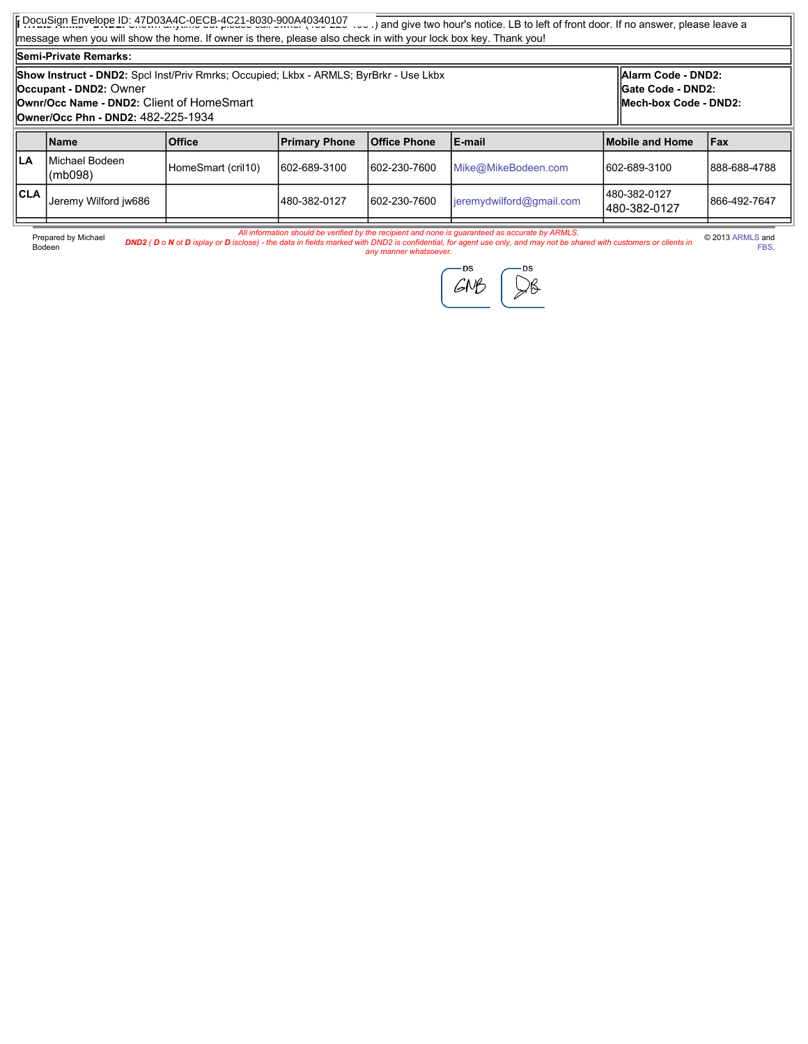DocuSign Envelope ID: 47D03A4C-0ECB-4C21-8030-900A40340107

Private Rmrks - DND2: Show anytime but please call owner (480-225-1934) and give two hour's notice. LB to left of front door. If no answer, please leave a message when you will show the home. If owner is there, please also check in with your lock box key. Thank you!

**Semi-Private Remarks:**

**Show Instruct - DND2:** Spcl Inst/Priv Rmrks; Occupied; Lkbx - ARMLS; ByrBrkr - Use Lkbx
**Occupant - DND2:** Owner
**Ownr/Occ Name - DND2:** Client of HomeSmart
**Owner/Occ Phn - DND2:** 482-225-1934

**Alarm Code - DND2:**
**Gate Code - DND2:**
**Mech-box Code - DND2:**

| | Name | Office | Primary Phone | Office Phone | E-mail | Mobile and Home | Fax |
|---|---|---|---|---|---|---|---|
| LA | Michael Bodeen (mb098) | HomeSmart (cril10) | 602-689-3100 | 602-230-7600 | Mike@MikeBodeen.com | 602-689-3100 | 888-688-4788 |
| CLA | Jeremy Wilford jw686 | | 480-382-0127 | 602-230-7600 | jeremydwilford@gmail.com | 480-382-0127 480-382-0127 | 866-492-7647 |

Prepared by Michael Bodeen

*All information should be verified by the recipient and none is guaranteed as accurate by ARMLS.*
***DND2** ( **D** o **N** ot **D** isplay or **D** isclose) - the data in fields marked with DND2 is confidential, for agent use only, and may not be shared with customers or clients in any manner whatsoever.*

© 2013 ARMLS and FBS.

DS GNB DS DB